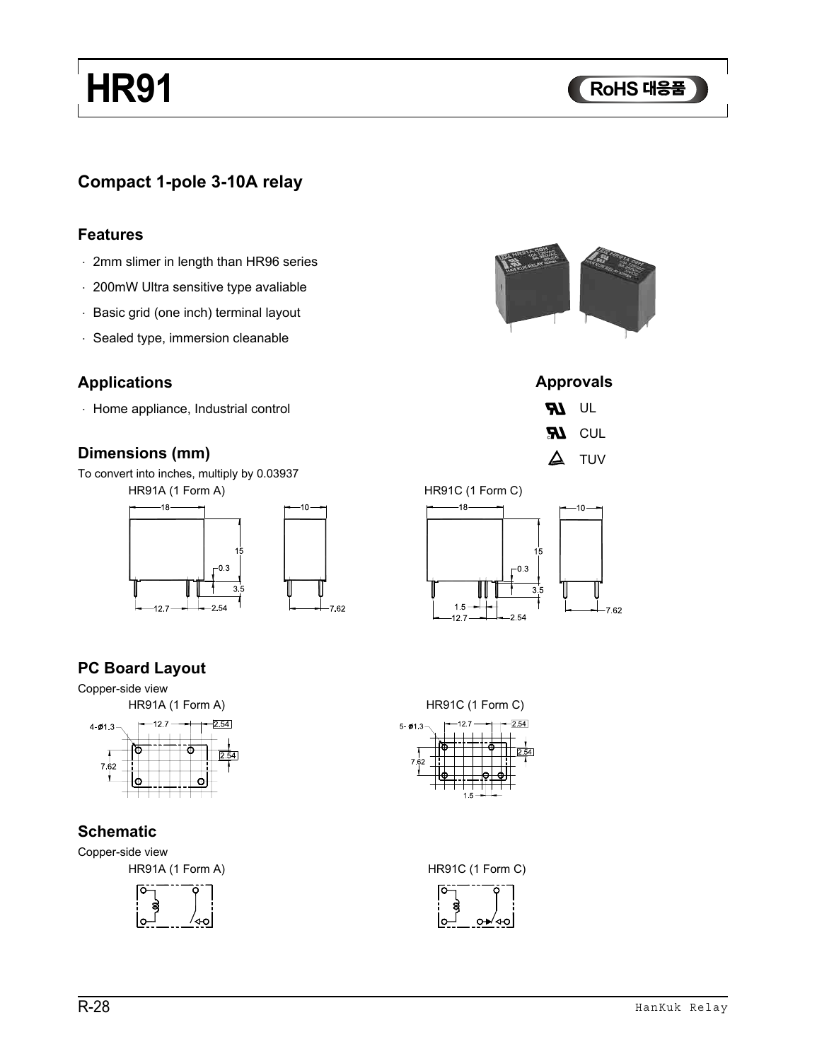# HR91

RoHS 대응품

## Compact 1-pole 3-10A relay

### Features

- 2mm slimer in length than HR96 series
- 200mW Ultra sensitive type avaliable
- Basic grid (one inch) terminal layout
- Sealed type, immersion cleanable

### Applications

- Home appliance, Industrial control

### Approvals

- UL
- CUL
- TUV

### Dimensions (mm)

To convert into inches, multiply by 0.03937

HR91A (1 Form A)

18, 10, 15, 0.3, 3.5, 12.7, 2.54, 7.62

HR91C (1 Form C)

18, 10, 15, 0.3, 3.5, 1.5, 12.7, 2.54, 7.62

### PC Board Layout

Copper-side view

HR91A (1 Form A)

4-ø1.3, 12.7, 2.54, 2.54, 7.62

HR91C (1 Form C)

5- ø1.3, 12.7, 2.54, 2.54, 7.62, 1.5

### Schematic

Copper-side view

HR91A (1 Form A)

HR91C (1 Form C)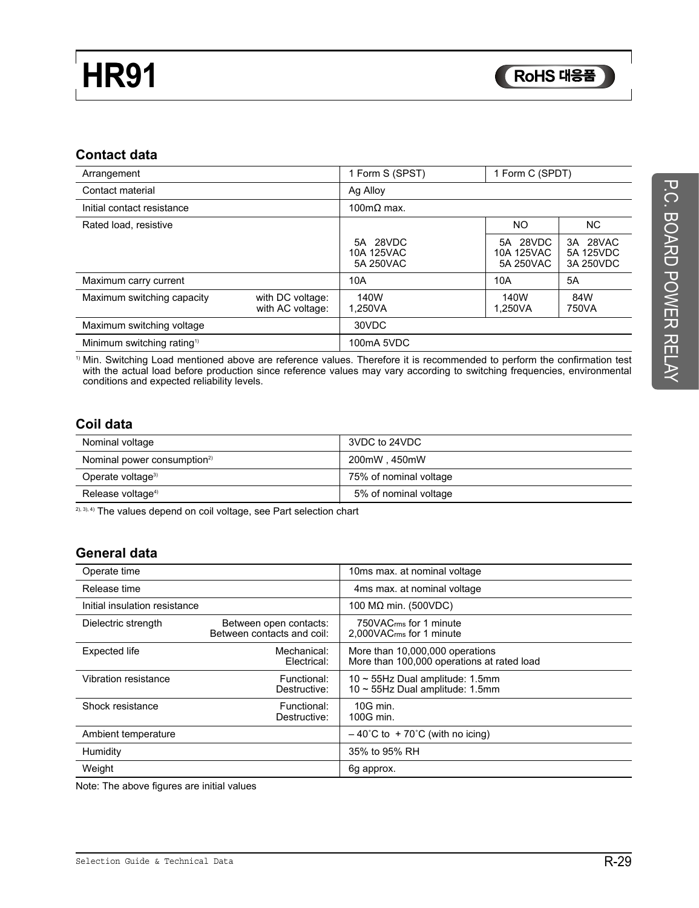# HR91

RoHS 대응품

## Contact data

| Arrangement | | 1 Form S (SPST) | 1 Form C (SPDT) | |
|---|---|---|---|---|
| Contact material | | Ag Alloy | | |
| Initial contact resistance | | 100mΩ max. | | |
| Rated load, resistive | | | NO | NC |
| | | 5A 28VDC<br>10A 125VAC<br>5A 250VAC | 5A 28VDC<br>10A 125VAC<br>5A 250VAC | 3A 28VAC<br>5A 125VDC<br>3A 250VDC |
| Maximum carry current | | 10A | 10A | 5A |
| Maximum switching capacity | with DC voltage:<br>with AC voltage: | 140W<br>1,250VA | 140W<br>1,250VA | 84W<br>750VA |
| Maximum switching voltage | | 30VDC | | |
| Minimum switching rating[1) ] | | 100mA 5VDC | | |

[1)] Min. Switching Load mentioned above are reference values. Therefore it is recommended to perform the confirmation test with the actual load before production since reference values may vary according to switching frequencies, environmental conditions and expected reliability levels.

## Coil data

| Nominal voltage | 3VDC to 24VDC |
|---|---|
| Nominal power consumption[2)] | 200mW , 450mW |
| Operate voltage[3)] | 75% of nominal voltage |
| Release voltage[4)] | 5% of nominal voltage |

[2), 3), 4)] The values depend on coil voltage, see Part selection chart

## General data

| Operate time | | 10ms max. at nominal voltage |
|---|---|---|
| Release time | | 4ms max. at nominal voltage |
| Initial insulation resistance | | 100 MΩ min. (500VDC) |
| Dielectric strength | Between open contacts:<br>Between contacts and coil: | 750VAC$_{rms}$ for 1 minute<br>2,000VAC$_{rms}$ for 1 minute |
| Expected life | Mechanical:<br>Electrical: | More than 10,000,000 operations<br>More than 100,000 operations at rated load |
| Vibration resistance | Functional:<br>Destructive: | 10 ~ 55Hz Dual amplitude: 1.5mm<br>10 ~ 55Hz Dual amplitude: 1.5mm |
| Shock resistance | Functional:<br>Destructive: | 10G min.<br>100G min. |
| Ambient temperature | | – 40˚C to + 70˚C (with no icing) |
| Humidity | | 35% to 95% RH |
| Weight | | 6g approx. |

Note: The above figures are initial values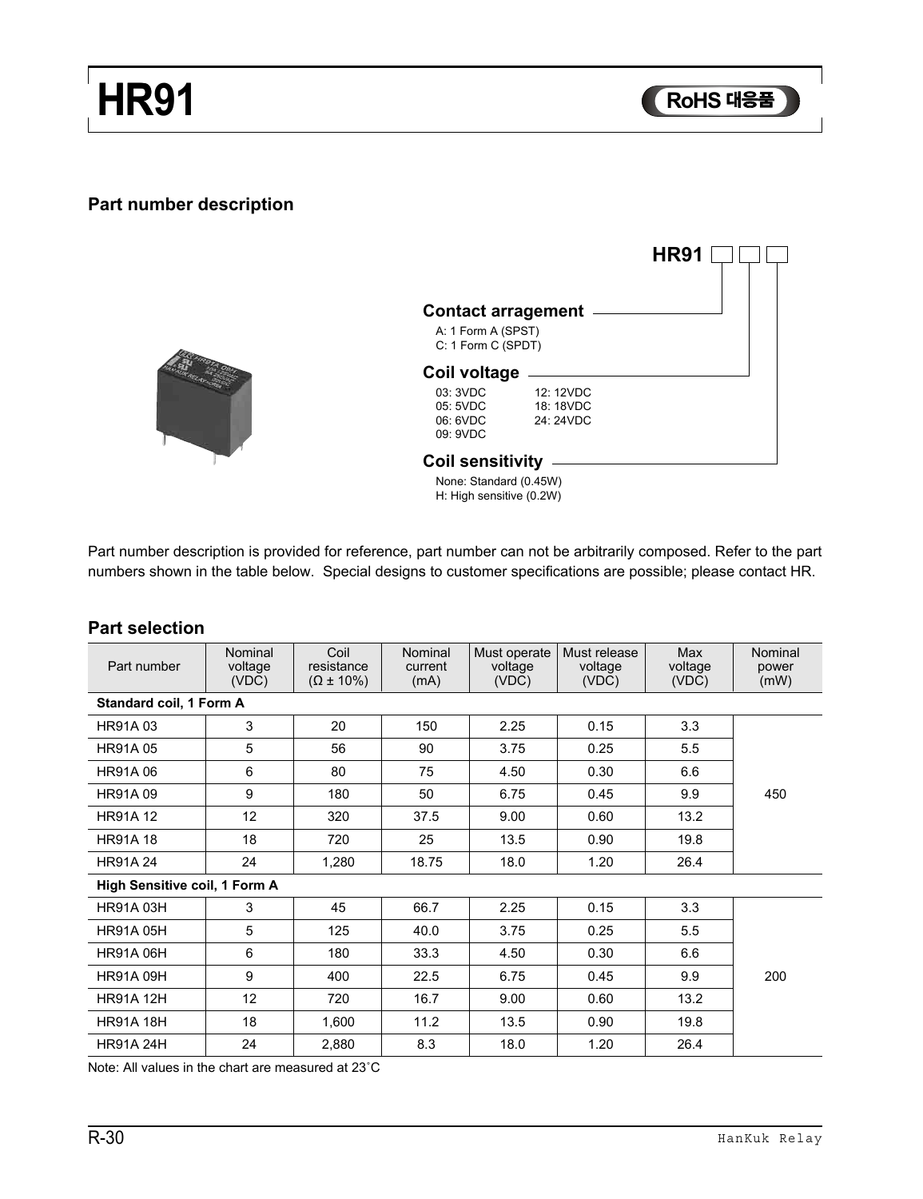# HR91

RoHS 대응품

## Part number description

**HR91** □ □ □

**Contact arragement**

A: 1 Form A (SPST)
C: 1 Form C (SPDT)

**Coil voltage**

03: 3VDC
05: 5VDC
06: 6VDC
09: 9VDC
12: 12VDC
18: 18VDC
24: 24VDC

**Coil sensitivity**

None: Standard (0.45W)
H: High sensitive (0.2W)

Part number description is provided for reference, part number can not be arbitrarily composed. Refer to the part numbers shown in the table below. Special designs to customer specifications are possible; please contact HR.

## Part selection

| Part number | Nominal voltage (VDC) | Coil resistance (Ω ± 10%) | Nominal current (mA) | Must operate voltage (VDC) | Must release voltage (VDC) | Max voltage (VDC) | Nominal power (mW) |
|---|---|---|---|---|---|---|---|
| **Standard coil, 1 Form A** | | | | | | | |
| HR91A 03 | 3 | 20 | 150 | 2.25 | 0.15 | 3.3 | 450 |
| HR91A 05 | 5 | 56 | 90 | 3.75 | 0.25 | 5.5 | |
| HR91A 06 | 6 | 80 | 75 | 4.50 | 0.30 | 6.6 | |
| HR91A 09 | 9 | 180 | 50 | 6.75 | 0.45 | 9.9 | |
| HR91A 12 | 12 | 320 | 37.5 | 9.00 | 0.60 | 13.2 | |
| HR91A 18 | 18 | 720 | 25 | 13.5 | 0.90 | 19.8 | |
| HR91A 24 | 24 | 1,280 | 18.75 | 18.0 | 1.20 | 26.4 | |
| **High Sensitive coil, 1 Form A** | | | | | | | |
| HR91A 03H | 3 | 45 | 66.7 | 2.25 | 0.15 | 3.3 | 200 |
| HR91A 05H | 5 | 125 | 40.0 | 3.75 | 0.25 | 5.5 | |
| HR91A 06H | 6 | 180 | 33.3 | 4.50 | 0.30 | 6.6 | |
| HR91A 09H | 9 | 400 | 22.5 | 6.75 | 0.45 | 9.9 | |
| HR91A 12H | 12 | 720 | 16.7 | 9.00 | 0.60 | 13.2 | |
| HR91A 18H | 18 | 1,600 | 11.2 | 13.5 | 0.90 | 19.8 | |
| HR91A 24H | 24 | 2,880 | 8.3 | 18.0 | 1.20 | 26.4 | |

Note: All values in the chart are measured at 23˚C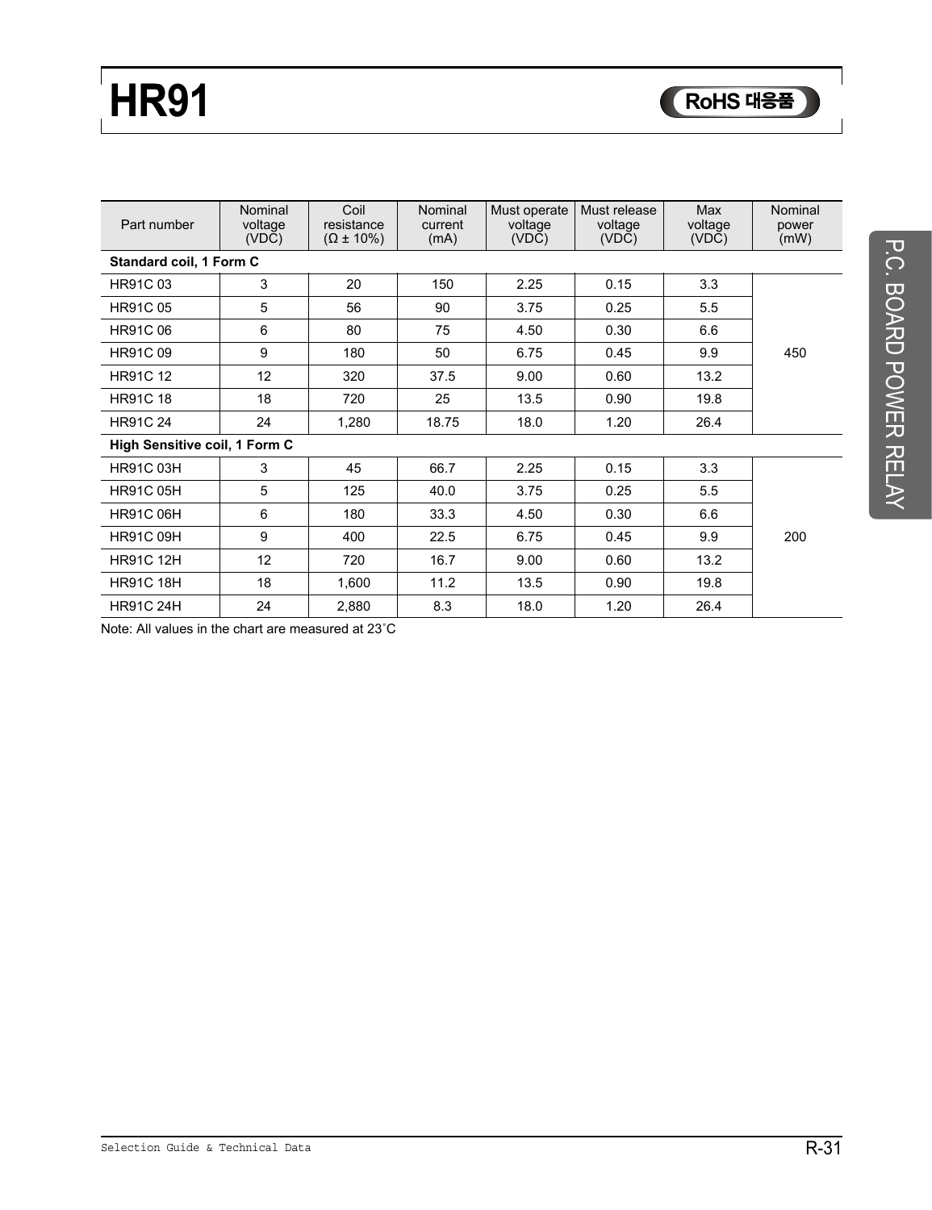# HR91

RoHS 대응품

| Part number | Nominal voltage (VDC) | Coil resistance (Ω ± 10%) | Nominal current (mA) | Must operate voltage (VDC) | Must release voltage (VDC) | Max voltage (VDC) | Nominal power (mW) |
|---|---|---|---|---|---|---|---|
| **Standard coil, 1 Form C** | | | | | | | |
| HR91C 03 | 3 | 20 | 150 | 2.25 | 0.15 | 3.3 | 450 |
| HR91C 05 | 5 | 56 | 90 | 3.75 | 0.25 | 5.5 | |
| HR91C 06 | 6 | 80 | 75 | 4.50 | 0.30 | 6.6 | |
| HR91C 09 | 9 | 180 | 50 | 6.75 | 0.45 | 9.9 | |
| HR91C 12 | 12 | 320 | 37.5 | 9.00 | 0.60 | 13.2 | |
| HR91C 18 | 18 | 720 | 25 | 13.5 | 0.90 | 19.8 | |
| HR91C 24 | 24 | 1,280 | 18.75 | 18.0 | 1.20 | 26.4 | |
| **High Sensitive coil, 1 Form C** | | | | | | | |
| HR91C 03H | 3 | 45 | 66.7 | 2.25 | 0.15 | 3.3 | 200 |
| HR91C 05H | 5 | 125 | 40.0 | 3.75 | 0.25 | 5.5 | |
| HR91C 06H | 6 | 180 | 33.3 | 4.50 | 0.30 | 6.6 | |
| HR91C 09H | 9 | 400 | 22.5 | 6.75 | 0.45 | 9.9 | |
| HR91C 12H | 12 | 720 | 16.7 | 9.00 | 0.60 | 13.2 | |
| HR91C 18H | 18 | 1,600 | 11.2 | 13.5 | 0.90 | 19.8 | |
| HR91C 24H | 24 | 2,880 | 8.3 | 18.0 | 1.20 | 26.4 | |

Note: All values in the chart are measured at 23˚C